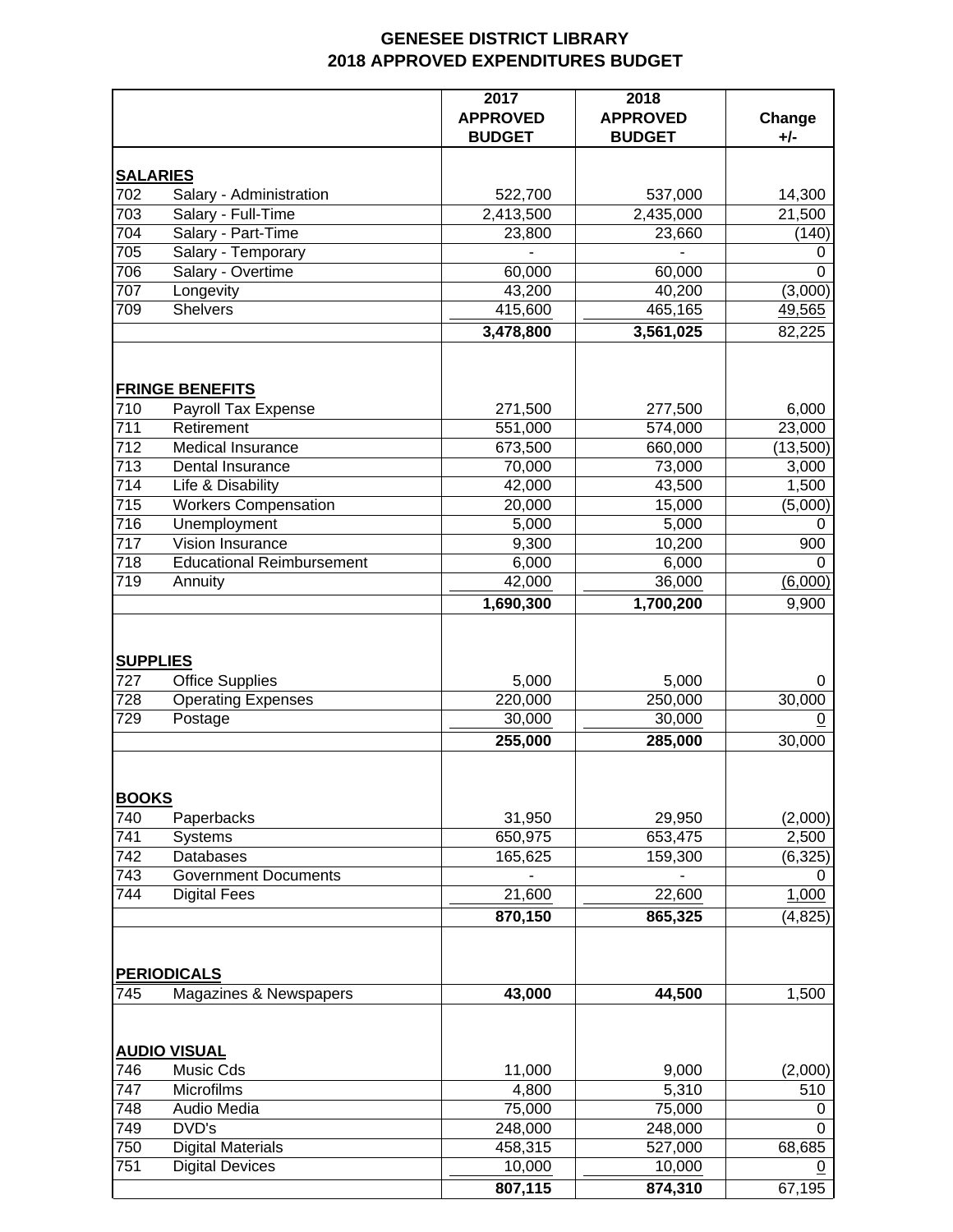# GENESEE DISTRICT LIBRARY
## 2018 APPROVED EXPENDITURES BUDGET

| | | 2017 APPROVED BUDGET | 2018 APPROVED BUDGET | Change +/- |
|---|---|---|---|---|
| **SALARIES** | | | | |
| 702 | Salary - Administration | 522,700 | 537,000 | 14,300 |
| 703 | Salary - Full-Time | 2,413,500 | 2,435,000 | 21,500 |
| 704 | Salary - Part-Time | 23,800 | 23,660 | (140) |
| 705 | Salary - Temporary | - | - | 0 |
| 706 | Salary - Overtime | 60,000 | 60,000 | 0 |
| 707 | Longevity | 43,200 | 40,200 | (3,000) |
| 709 | Shelvers | 415,600 | 465,165 | 49,565 |
| | | **3,478,800** | **3,561,025** | 82,225 |
| **FRINGE BENEFITS** | | | | |
| 710 | Payroll Tax Expense | 271,500 | 277,500 | 6,000 |
| 711 | Retirement | 551,000 | 574,000 | 23,000 |
| 712 | Medical Insurance | 673,500 | 660,000 | (13,500) |
| 713 | Dental Insurance | 70,000 | 73,000 | 3,000 |
| 714 | Life & Disability | 42,000 | 43,500 | 1,500 |
| 715 | Workers Compensation | 20,000 | 15,000 | (5,000) |
| 716 | Unemployment | 5,000 | 5,000 | 0 |
| 717 | Vision Insurance | 9,300 | 10,200 | 900 |
| 718 | Educational Reimbursement | 6,000 | 6,000 | 0 |
| 719 | Annuity | 42,000 | 36,000 | (6,000) |
| | | **1,690,300** | **1,700,200** | 9,900 |
| **SUPPLIES** | | | | |
| 727 | Office Supplies | 5,000 | 5,000 | 0 |
| 728 | Operating Expenses | 220,000 | 250,000 | 30,000 |
| 729 | Postage | 30,000 | 30,000 | 0 |
| | | **255,000** | **285,000** | 30,000 |
| **BOOKS** | | | | |
| 740 | Paperbacks | 31,950 | 29,950 | (2,000) |
| 741 | Systems | 650,975 | 653,475 | 2,500 |
| 742 | Databases | 165,625 | 159,300 | (6,325) |
| 743 | Government Documents | - | - | 0 |
| 744 | Digital Fees | 21,600 | 22,600 | 1,000 |
| | | **870,150** | **865,325** | (4,825) |
| **PERIODICALS** | | | | |
| 745 | Magazines & Newspapers | **43,000** | **44,500** | 1,500 |
| **AUDIO VISUAL** | | | | |
| 746 | Music Cds | 11,000 | 9,000 | (2,000) |
| 747 | Microfilms | 4,800 | 5,310 | 510 |
| 748 | Audio Media | 75,000 | 75,000 | 0 |
| 749 | DVD's | 248,000 | 248,000 | 0 |
| 750 | Digital Materials | 458,315 | 527,000 | 68,685 |
| 751 | Digital Devices | 10,000 | 10,000 | 0 |
| | | **807,115** | **874,310** | 67,195 |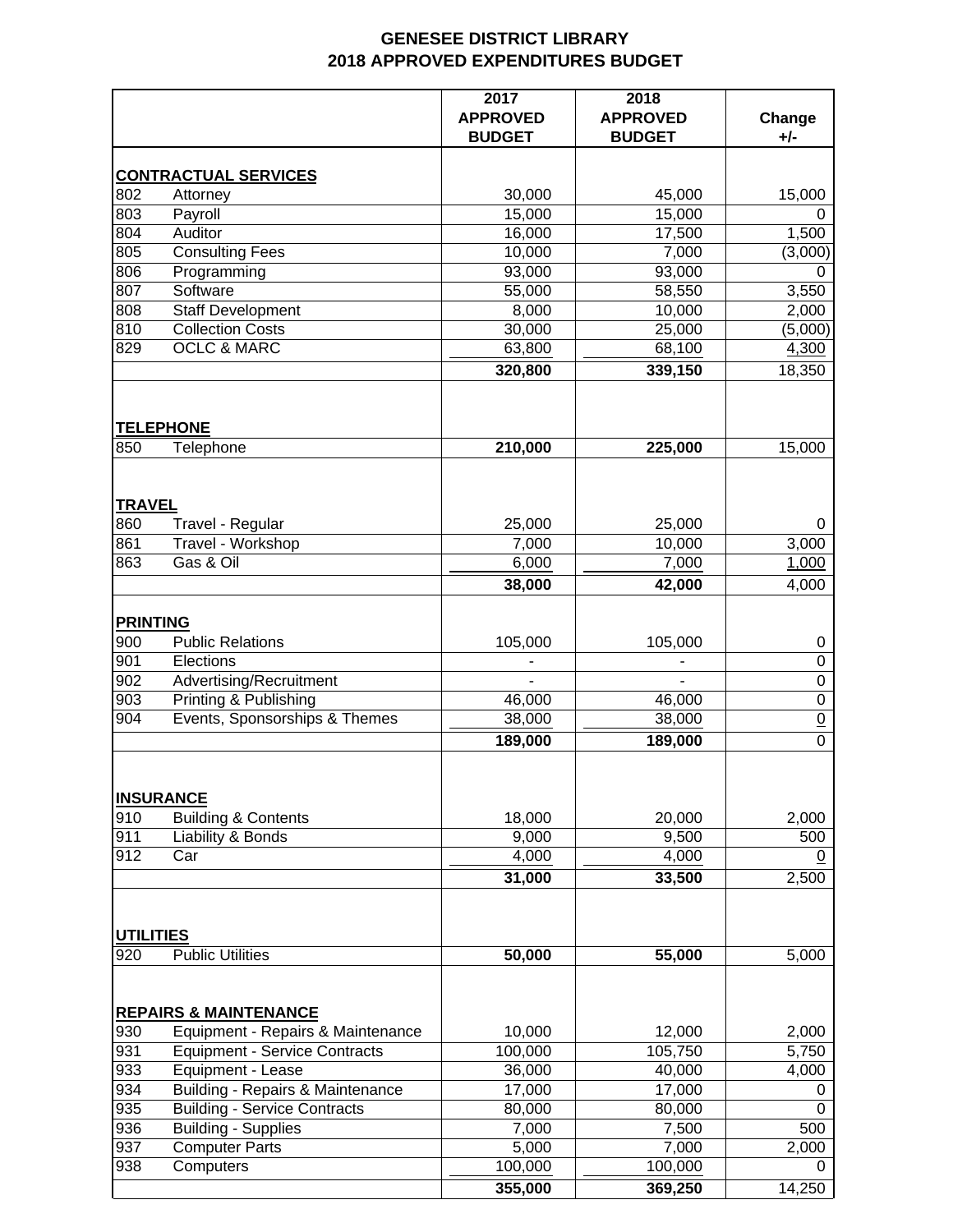# GENESEE DISTRICT LIBRARY
## 2018 APPROVED EXPENDITURES BUDGET

| | | 2017 APPROVED BUDGET | 2018 APPROVED BUDGET | Change +/- |
|---|---|---|---|---|
| **CONTRACTUAL SERVICES** | | | | |
| 802 | Attorney | 30,000 | 45,000 | 15,000 |
| 803 | Payroll | 15,000 | 15,000 | 0 |
| 804 | Auditor | 16,000 | 17,500 | 1,500 |
| 805 | Consulting Fees | 10,000 | 7,000 | (3,000) |
| 806 | Programming | 93,000 | 93,000 | 0 |
| 807 | Software | 55,000 | 58,550 | 3,550 |
| 808 | Staff Development | 8,000 | 10,000 | 2,000 |
| 810 | Collection Costs | 30,000 | 25,000 | (5,000) |
| 829 | OCLC & MARC | 63,800 | 68,100 | 4,300 |
| | | **320,800** | **339,150** | 18,350 |
| **TELEPHONE** | | | | |
| 850 | Telephone | **210,000** | **225,000** | 15,000 |
| **TRAVEL** | | | | |
| 860 | Travel - Regular | 25,000 | 25,000 | 0 |
| 861 | Travel - Workshop | 7,000 | 10,000 | 3,000 |
| 863 | Gas & Oil | 6,000 | 7,000 | 1,000 |
| | | **38,000** | **42,000** | 4,000 |
| **PRINTING** | | | | |
| 900 | Public Relations | 105,000 | 105,000 | 0 |
| 901 | Elections | - | - | 0 |
| 902 | Advertising/Recruitment | - | - | 0 |
| 903 | Printing & Publishing | 46,000 | 46,000 | 0 |
| 904 | Events, Sponsorships & Themes | 38,000 | 38,000 | 0 |
| | | **189,000** | **189,000** | 0 |
| **INSURANCE** | | | | |
| 910 | Building & Contents | 18,000 | 20,000 | 2,000 |
| 911 | Liability & Bonds | 9,000 | 9,500 | 500 |
| 912 | Car | 4,000 | 4,000 | 0 |
| | | **31,000** | **33,500** | 2,500 |
| **UTILITIES** | | | | |
| 920 | Public Utilities | **50,000** | **55,000** | 5,000 |
| **REPAIRS & MAINTENANCE** | | | | |
| 930 | Equipment - Repairs & Maintenance | 10,000 | 12,000 | 2,000 |
| 931 | Equipment - Service Contracts | 100,000 | 105,750 | 5,750 |
| 933 | Equipment - Lease | 36,000 | 40,000 | 4,000 |
| 934 | Building - Repairs & Maintenance | 17,000 | 17,000 | 0 |
| 935 | Building - Service Contracts | 80,000 | 80,000 | 0 |
| 936 | Building - Supplies | 7,000 | 7,500 | 500 |
| 937 | Computer Parts | 5,000 | 7,000 | 2,000 |
| 938 | Computers | 100,000 | 100,000 | 0 |
| | | **355,000** | **369,250** | 14,250 |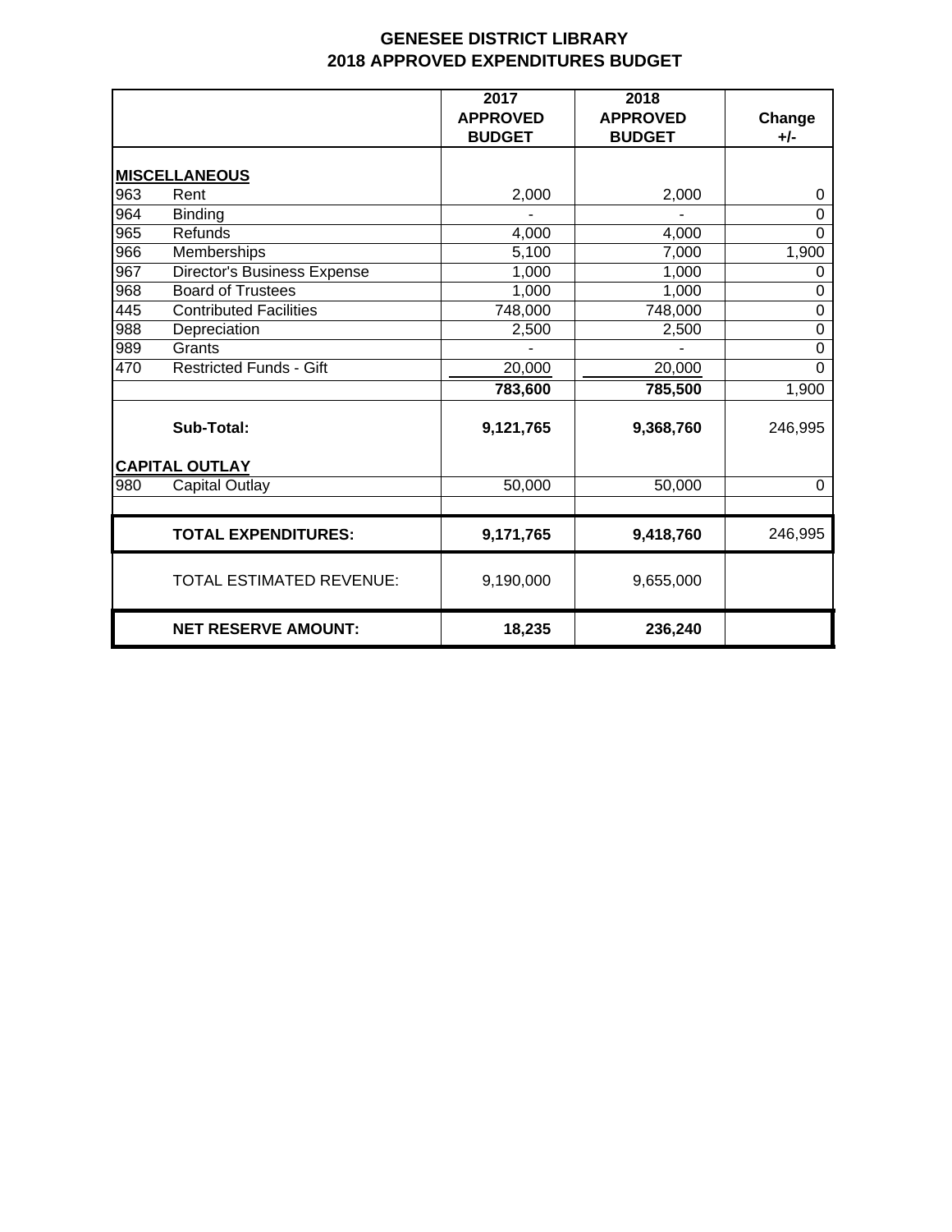# GENESEE DISTRICT LIBRARY
## 2018 APPROVED EXPENDITURES BUDGET

| | | 2017 APPROVED BUDGET | 2018 APPROVED BUDGET | Change +/- |
|---|---|---|---|---|
| **MISCELLANEOUS** | | | | |
| 963 | Rent | 2,000 | 2,000 | 0 |
| 964 | Binding | - | - | 0 |
| 965 | Refunds | 4,000 | 4,000 | 0 |
| 966 | Memberships | 5,100 | 7,000 | 1,900 |
| 967 | Director's Business Expense | 1,000 | 1,000 | 0 |
| 968 | Board of Trustees | 1,000 | 1,000 | 0 |
| 445 | Contributed Facilities | 748,000 | 748,000 | 0 |
| 988 | Depreciation | 2,500 | 2,500 | 0 |
| 989 | Grants | - | - | 0 |
| 470 | Restricted Funds - Gift | 20,000 | 20,000 | 0 |
| | | **783,600** | **785,500** | 1,900 |
| | **Sub-Total:** | **9,121,765** | **9,368,760** | 246,995 |
| **CAPITAL OUTLAY** | | | | |
| 980 | Capital Outlay | 50,000 | 50,000 | 0 |
| | **TOTAL EXPENDITURES:** | **9,171,765** | **9,418,760** | 246,995 |
| | TOTAL ESTIMATED REVENUE: | 9,190,000 | 9,655,000 | |
| | **NET RESERVE AMOUNT:** | **18,235** | **236,240** | |